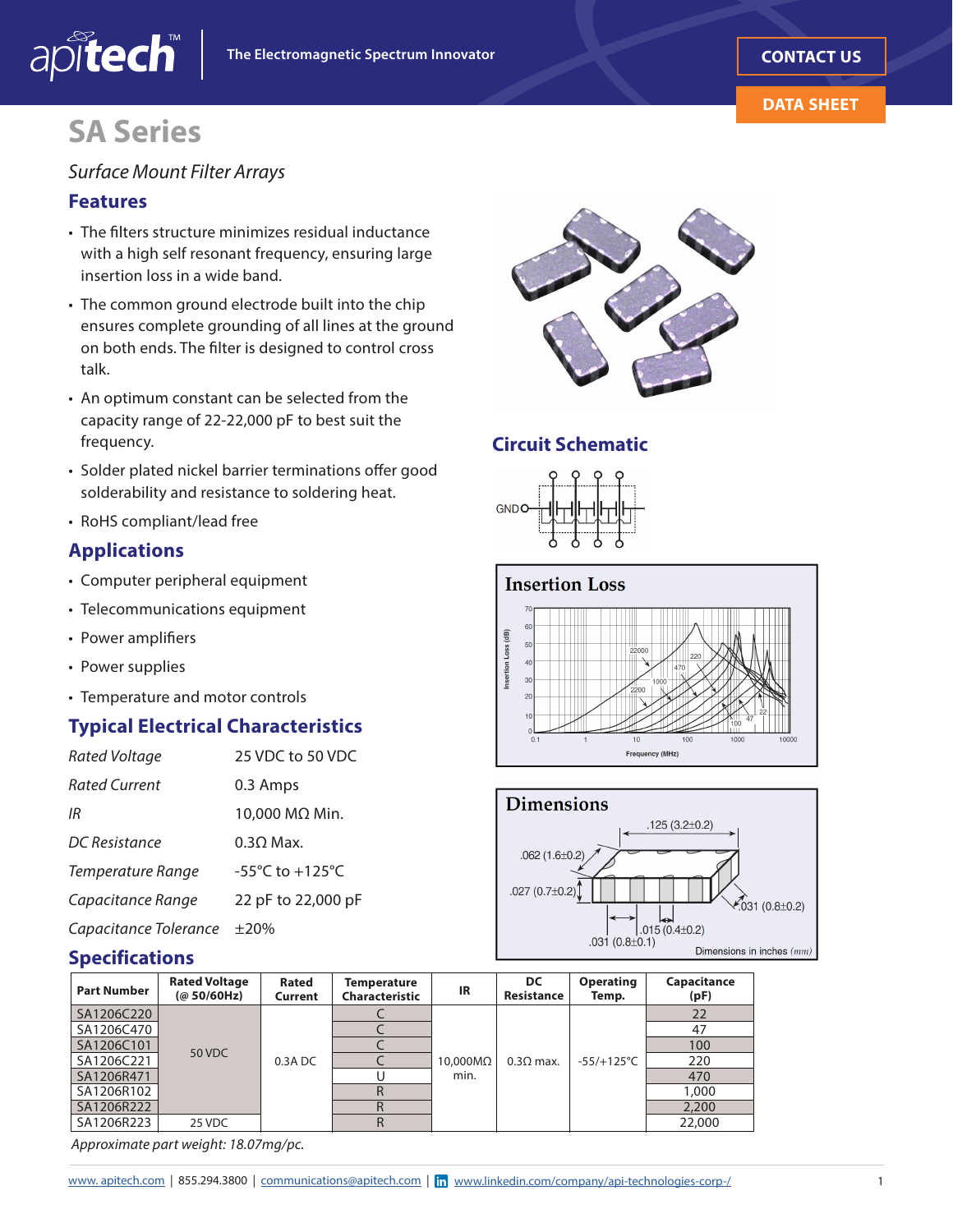# SA Series

*Surface Mount Filter Arrays*

## Features

- The filters structure minimizes residual inductance with a high self resonant frequency, ensuring large insertion loss in a wide band.
- The common ground electrode built into the chip ensures complete grounding of all lines at the ground on both ends. The filter is designed to control cross talk.
- An optimum constant can be selected from the capacity range of 22-22,000 pF to best suit the frequency.
- Solder plated nickel barrier terminations offer good solderability and resistance to soldering heat.
- RoHS compliant/lead free

## Applications

- Computer peripheral equipment
- Telecommunications equipment
- Power amplifiers
- Power supplies
- Temperature and motor controls

## Typical Electrical Characteristics

| | |
|---|---|
| *Rated Voltage* | 25 VDC to 50 VDC |
| *Rated Current* | 0.3 Amps |
| *IR* | 10,000 MΩ Min. |
| *DC Resistance* | 0.3Ω Max. |
| *Temperature Range* | -55°C to +125°C |
| *Capacitance Range* | 22 pF to 22,000 pF |
| *Capacitance Tolerance* | ±20% |

## Circuit Schematic

## Insertion Loss

## Dimensions

.125 (3.2±0.2)

.062 (1.6±0.2)

.027 (0.7±0.2)

.031 (0.8±0.2)

.015 (0.4±0.2)

.031 (0.8±0.1)

Dimensions in inches *(mm)*

## Specifications

| Part Number | Rated Voltage (@ 50/60Hz) | Rated Current | Temperature Characteristic | IR | DC Resistance | Operating Temp. | Capacitance (pF) |
|---|---|---|---|---|---|---|---|
| SA1206C220 | 50 VDC | 0.3A DC | C | 10,000MΩ min. | 0.3Ω max. | -55/+125°C | 22 |
| SA1206C470 | 50 VDC | 0.3A DC | C | 10,000MΩ min. | 0.3Ω max. | -55/+125°C | 47 |
| SA1206C101 | 50 VDC | 0.3A DC | C | 10,000MΩ min. | 0.3Ω max. | -55/+125°C | 100 |
| SA1206C221 | 50 VDC | 0.3A DC | C | 10,000MΩ min. | 0.3Ω max. | -55/+125°C | 220 |
| SA1206R471 | 50 VDC | 0.3A DC | U | 10,000MΩ min. | 0.3Ω max. | -55/+125°C | 470 |
| SA1206R102 | 50 VDC | 0.3A DC | R | 10,000MΩ min. | 0.3Ω max. | -55/+125°C | 1,000 |
| SA1206R222 | 50 VDC | 0.3A DC | R | 10,000MΩ min. | 0.3Ω max. | -55/+125°C | 2,200 |
| SA1206R223 | 25 VDC | 0.3A DC | R | 10,000MΩ min. | 0.3Ω max. | -55/+125°C | 22,000 |

*Approximate part weight: 18.07mg/pc.*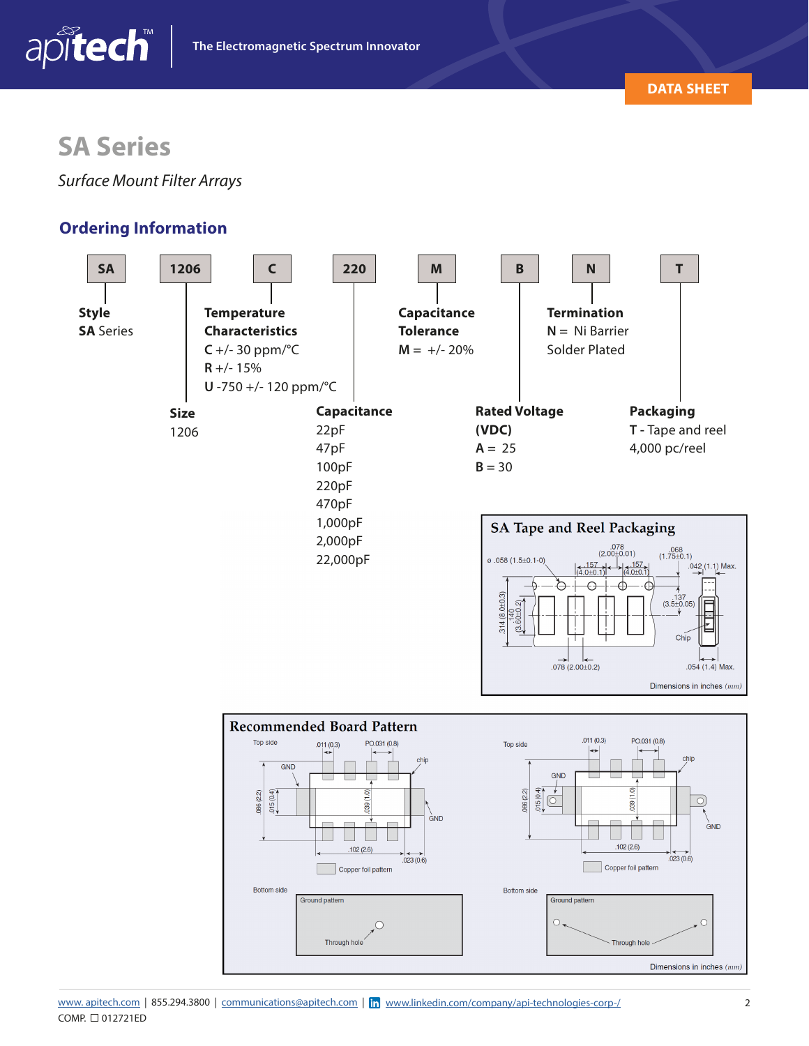# SA Series

*Surface Mount Filter Arrays*

## Ordering Information

| SA | 1206 | C | 220 | M | B | N | T |
|---|---|---|---|---|---|---|---|

**Style**
**SA** Series

**Size**
1206

**Temperature Characteristics**
**C** +/- 30 ppm/°C
**R** +/- 15%
**U** -750 +/- 120 ppm/°C

**Capacitance**
22pF
47pF
100pF
220pF
470pF
1,000pF
2,000pF
22,000pF

**Capacitance Tolerance**
**M** = +/- 20%

**Rated Voltage (VDC)**
**A** = 25
**B** = 30

**Termination**
**N** = Ni Barrier Solder Plated

**Packaging**
**T** - Tape and reel
4,000 pc/reel

### SA Tape and Reel Packaging

ø .058 (1.5±0.1-0)
.078 (2.00±0.01)
.068 (1.75±0.1)
.157 (4.0±0.1)
.157 (4.0±0.1)
.042 (1.1) Max.
.137 (3.5±0.05)
.314 (8.0±0.3)
.140 (3.60±0.2)
Chip
.078 (2.00±0.2)
.054 (1.4) Max.

Dimensions in inches (mm)

### Recommended Board Pattern

Top side
.011 (0.3)
P0.031 (0.8)
chip
GND
.086 (2.2)
.015 (0.4)
.039 (1.0)
GND
.102 (2.6)
.023 (0.6)
Copper foil pattern

Bottom side
Ground pattern
Through hole

Top side
.011 (0.3)
P0.031 (0.8)
chip
GND
.086 (2.2)
.015 (0.4)
.039 (1.0)
GND
.102 (2.6)
.023 (0.6)
Copper foil pattern

Bottom side
Ground pattern
Through hole

Dimensions in inches (mm)

www. apitech.com | 855.294.3800 | communications@apitech.com | www.linkedin.com/company/api-technologies-corp-/
COMP. ☐ 012721ED